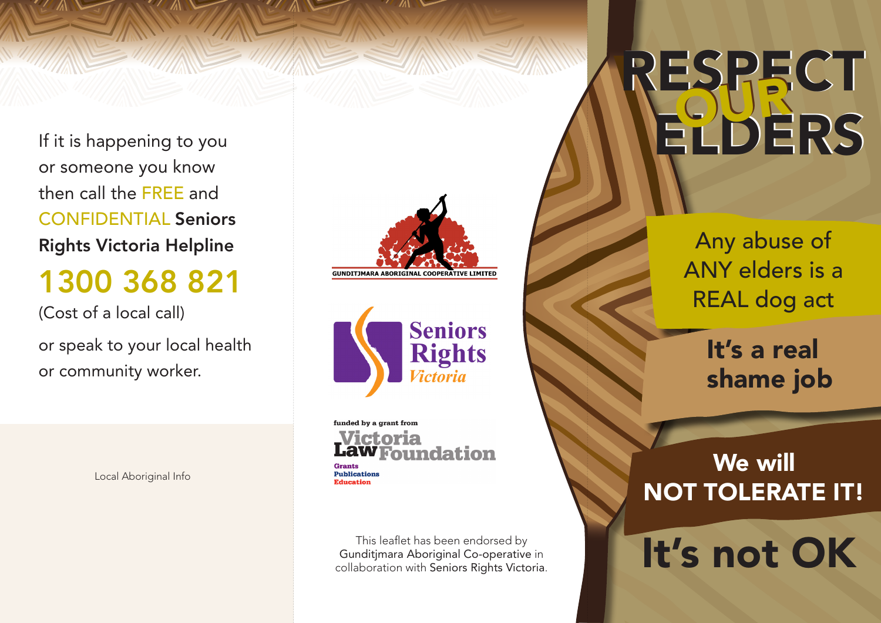If it is happening to you or someone you know then call the FREE and CONFIDENTIAL **Seniors Rights Victoria Helpline**

## 1300 368 821

(Cost of a local call)

or speak to your local health or community worker.

Local Aboriginal Info

GUNDITJMARA ABORIGINAL COOPERATIVE LIMITED

Seniors Rights Victoria

funded by a grant from Victoria Law Foundation

Grants
Publications
Education

This leaflet has been endorsed by Gunditjmara Aboriginal Co-operative in collaboration with Seniors Rights Victoria.

# RESPECT OUR ELDERS

Any abuse of ANY elders is a REAL dog act

**It's a real shame job**

**We will NOT TOLERATE IT!**

# It's not OK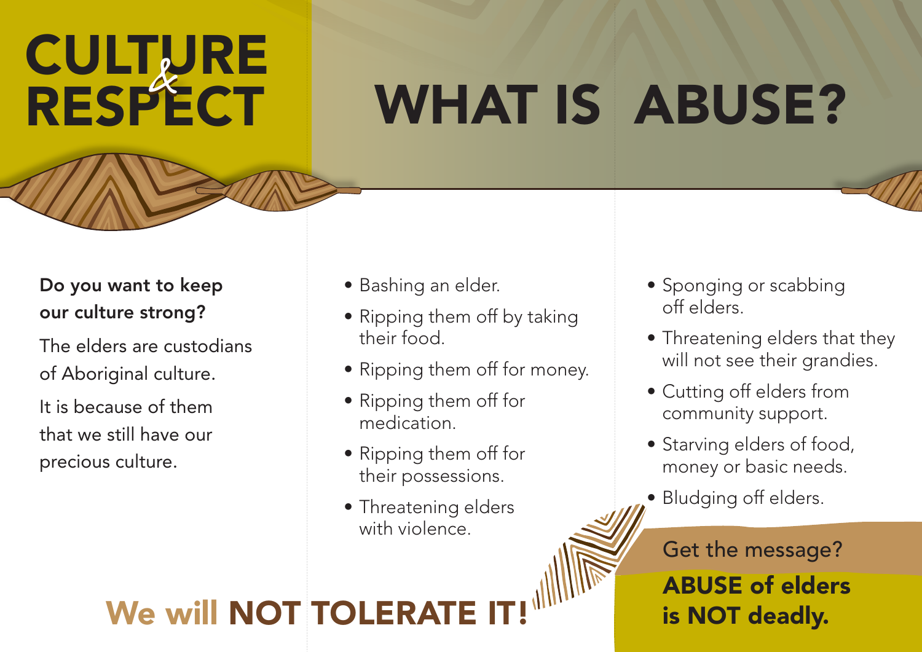# CULTURE & RESPECT

# WHAT IS ABUSE?

**Do you want to keep our culture strong?**

The elders are custodians of Aboriginal culture.

It is because of them that we still have our precious culture.

- Bashing an elder.
- Ripping them off by taking their food.
- Ripping them off for money.
- Ripping them off for medication.
- Ripping them off for their possessions.
- Threatening elders with violence.
- Sponging or scabbing off elders.
- Threatening elders that they will not see their grandies.
- Cutting off elders from community support.
- Starving elders of food, money or basic needs.
- Bludging off elders.

## We will NOT TOLERATE IT!

Get the message?

**ABUSE of elders is NOT deadly.**